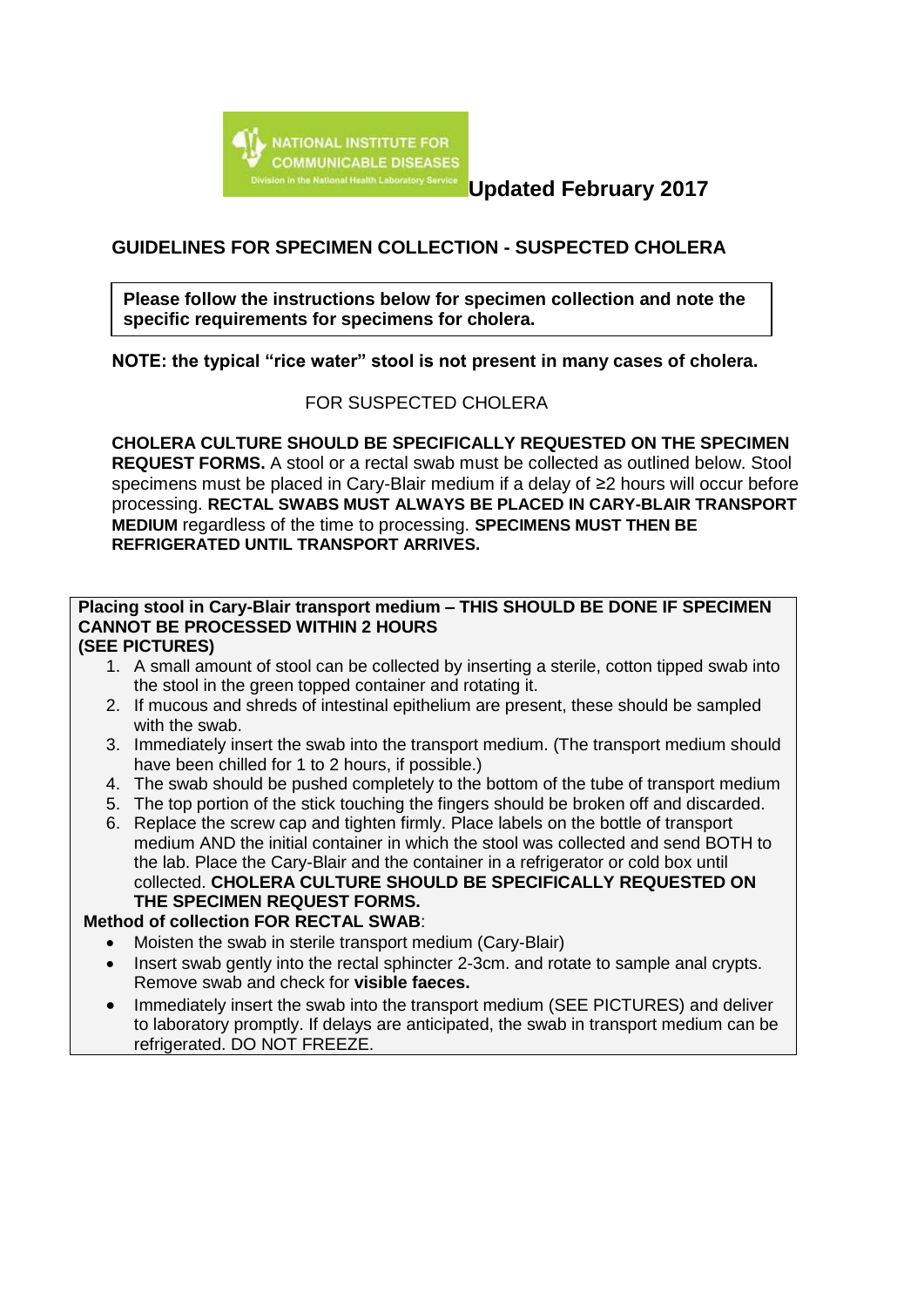NATIONAL INSTITUTE FOR COMMUNICABLE DISEASES
Division in the National Health Laboratory Service

**Updated February 2017**

## GUIDELINES FOR SPECIMEN COLLECTION - SUSPECTED CHOLERA

**Please follow the instructions below for specimen collection and note the specific requirements for specimens for cholera.**

**NOTE: the typical "rice water" stool is not present in many cases of cholera.**

FOR SUSPECTED CHOLERA

**CHOLERA CULTURE SHOULD BE SPECIFICALLY REQUESTED ON THE SPECIMEN REQUEST FORMS.** A stool or a rectal swab must be collected as outlined below. Stool specimens must be placed in Cary-Blair medium if a delay of ≥2 hours will occur before processing. **RECTAL SWABS MUST ALWAYS BE PLACED IN CARY-BLAIR TRANSPORT MEDIUM** regardless of the time to processing. **SPECIMENS MUST THEN BE REFRIGERATED UNTIL TRANSPORT ARRIVES.**

**Placing stool in Cary-Blair transport medium – THIS SHOULD BE DONE IF SPECIMEN CANNOT BE PROCESSED WITHIN 2 HOURS (SEE PICTURES)**

1. A small amount of stool can be collected by inserting a sterile, cotton tipped swab into the stool in the green topped container and rotating it.
2. If mucous and shreds of intestinal epithelium are present, these should be sampled with the swab.
3. Immediately insert the swab into the transport medium. (The transport medium should have been chilled for 1 to 2 hours, if possible.)
4. The swab should be pushed completely to the bottom of the tube of transport medium
5. The top portion of the stick touching the fingers should be broken off and discarded.
6. Replace the screw cap and tighten firmly. Place labels on the bottle of transport medium AND the initial container in which the stool was collected and send BOTH to the lab. Place the Cary-Blair and the container in a refrigerator or cold box until collected. **CHOLERA CULTURE SHOULD BE SPECIFICALLY REQUESTED ON THE SPECIMEN REQUEST FORMS.**

**Method of collection FOR RECTAL SWAB**:

- Moisten the swab in sterile transport medium (Cary-Blair)
- Insert swab gently into the rectal sphincter 2-3cm. and rotate to sample anal crypts. Remove swab and check for **visible faeces.**
- Immediately insert the swab into the transport medium (SEE PICTURES) and deliver to laboratory promptly. If delays are anticipated, the swab in transport medium can be refrigerated. DO NOT FREEZE.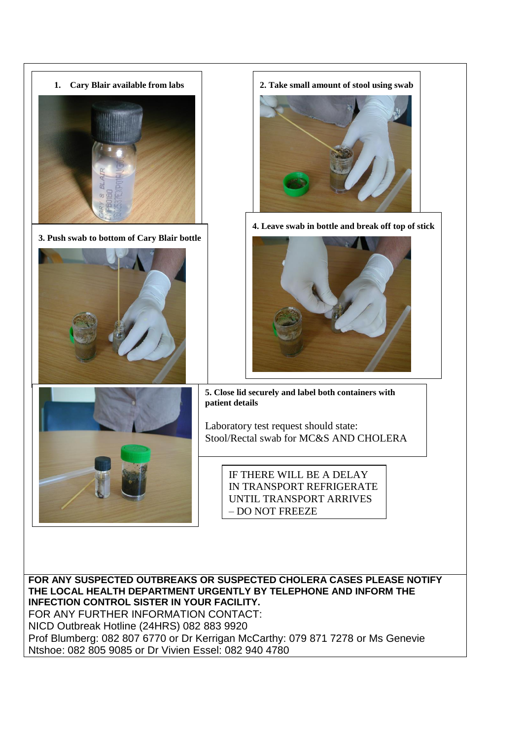**1. Cary Blair available from labs**

**2. Take small amount of stool using swab**

**3. Push swab to bottom of Cary Blair bottle**

**4. Leave swab in bottle and break off top of stick**

**5. Close lid securely and label both containers with patient details**

Laboratory test request should state:
Stool/Rectal swab for MC&S AND CHOLERA

IF THERE WILL BE A DELAY IN TRANSPORT REFRIGERATE UNTIL TRANSPORT ARRIVES – DO NOT FREEZE

**FOR ANY SUSPECTED OUTBREAKS OR SUSPECTED CHOLERA CASES PLEASE NOTIFY THE LOCAL HEALTH DEPARTMENT URGENTLY BY TELEPHONE AND INFORM THE INFECTION CONTROL SISTER IN YOUR FACILITY.**

FOR ANY FURTHER INFORMATION CONTACT:
NICD Outbreak Hotline (24HRS) 082 883 9920
Prof Blumberg: 082 807 6770 or Dr Kerrigan McCarthy: 079 871 7278 or Ms Genevie Ntshoe: 082 805 9085 or Dr Vivien Essel: 082 940 4780